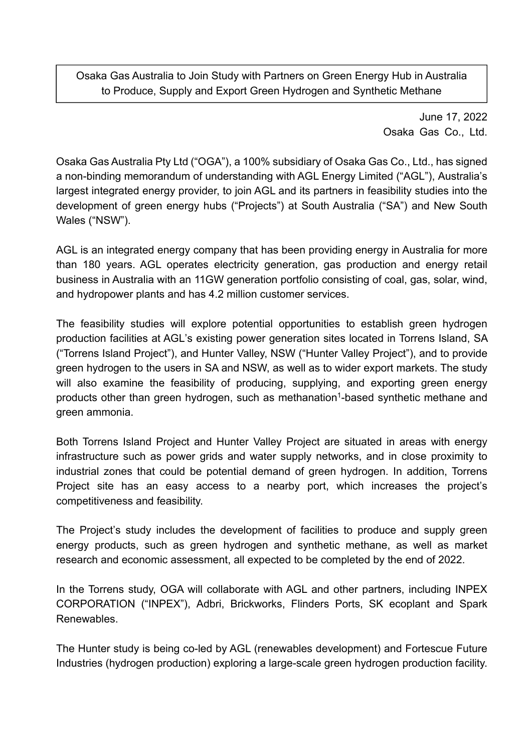# Osaka Gas Australia to Join Study with Partners on Green Energy Hub in Australia to Produce, Supply and Export Green Hydrogen and Synthetic Methane

June 17, 2022
Osaka Gas Co., Ltd.

Osaka Gas Australia Pty Ltd ("OGA"), a 100% subsidiary of Osaka Gas Co., Ltd., has signed a non-binding memorandum of understanding with AGL Energy Limited ("AGL"), Australia's largest integrated energy provider, to join AGL and its partners in feasibility studies into the development of green energy hubs ("Projects") at South Australia ("SA") and New South Wales ("NSW").

AGL is an integrated energy company that has been providing energy in Australia for more than 180 years. AGL operates electricity generation, gas production and energy retail business in Australia with an 11GW generation portfolio consisting of coal, gas, solar, wind, and hydropower plants and has 4.2 million customer services.

The feasibility studies will explore potential opportunities to establish green hydrogen production facilities at AGL's existing power generation sites located in Torrens Island, SA ("Torrens Island Project"), and Hunter Valley, NSW ("Hunter Valley Project"), and to provide green hydrogen to the users in SA and NSW, as well as to wider export markets. The study will also examine the feasibility of producing, supplying, and exporting green energy products other than green hydrogen, such as methanation[1]-based synthetic methane and green ammonia.

Both Torrens Island Project and Hunter Valley Project are situated in areas with energy infrastructure such as power grids and water supply networks, and in close proximity to industrial zones that could be potential demand of green hydrogen. In addition, Torrens Project site has an easy access to a nearby port, which increases the project's competitiveness and feasibility.

The Project's study includes the development of facilities to produce and supply green energy products, such as green hydrogen and synthetic methane, as well as market research and economic assessment, all expected to be completed by the end of 2022.

In the Torrens study, OGA will collaborate with AGL and other partners, including INPEX CORPORATION ("INPEX"), Adbri, Brickworks, Flinders Ports, SK ecoplant and Spark Renewables.

The Hunter study is being co-led by AGL (renewables development) and Fortescue Future Industries (hydrogen production) exploring a large-scale green hydrogen production facility.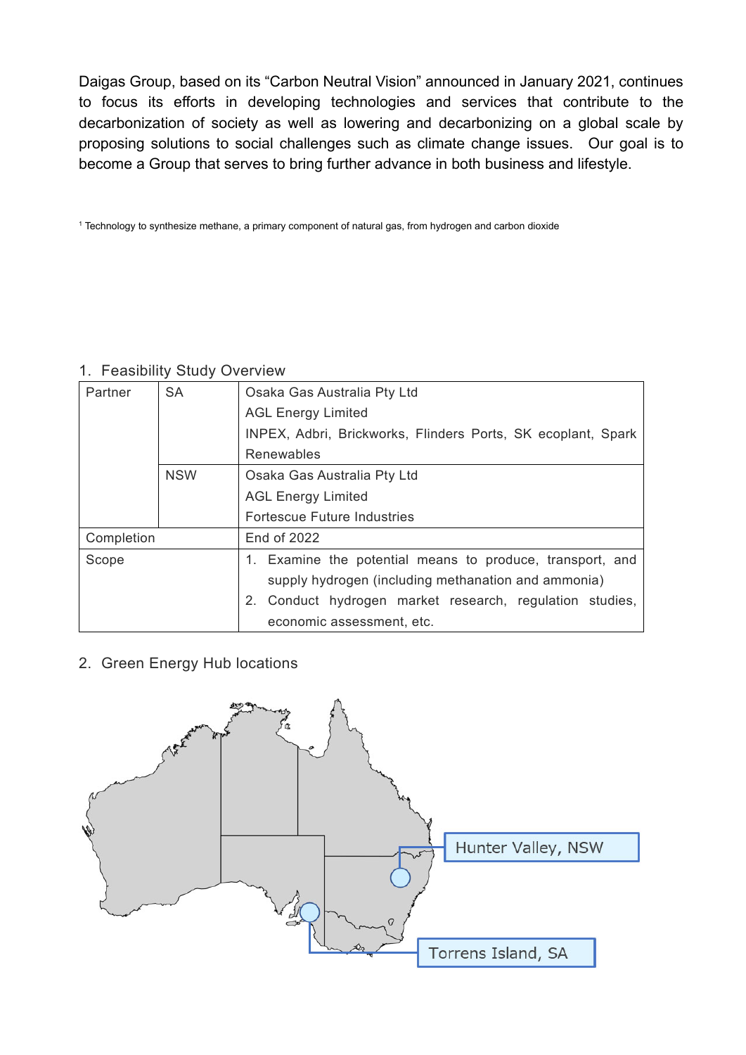Daigas Group, based on its “Carbon Neutral Vision” announced in January 2021, continues to focus its efforts in developing technologies and services that contribute to the decarbonization of society as well as lowering and decarbonizing on a global scale by proposing solutions to social challenges such as climate change issues. Our goal is to become a Group that serves to bring further advance in both business and lifestyle.

[1] Technology to synthesize methane, a primary component of natural gas, from hydrogen and carbon dioxide

1. Feasibility Study Overview

| Partner | SA | Osaka Gas Australia Pty Ltd<br>AGL Energy Limited<br>INPEX, Adbri, Brickworks, Flinders Ports, SK ecoplant, Spark Renewables |
|---|---|---|
| | NSW | Osaka Gas Australia Pty Ltd<br>AGL Energy Limited<br>Fortescue Future Industries |
| Completion | | End of 2022 |
| Scope | | 1. Examine the potential means to produce, transport, and supply hydrogen (including methanation and ammonia)<br>2. Conduct hydrogen market research, regulation studies, economic assessment, etc. |

2. Green Energy Hub locations

Hunter Valley, NSW

Torrens Island, SA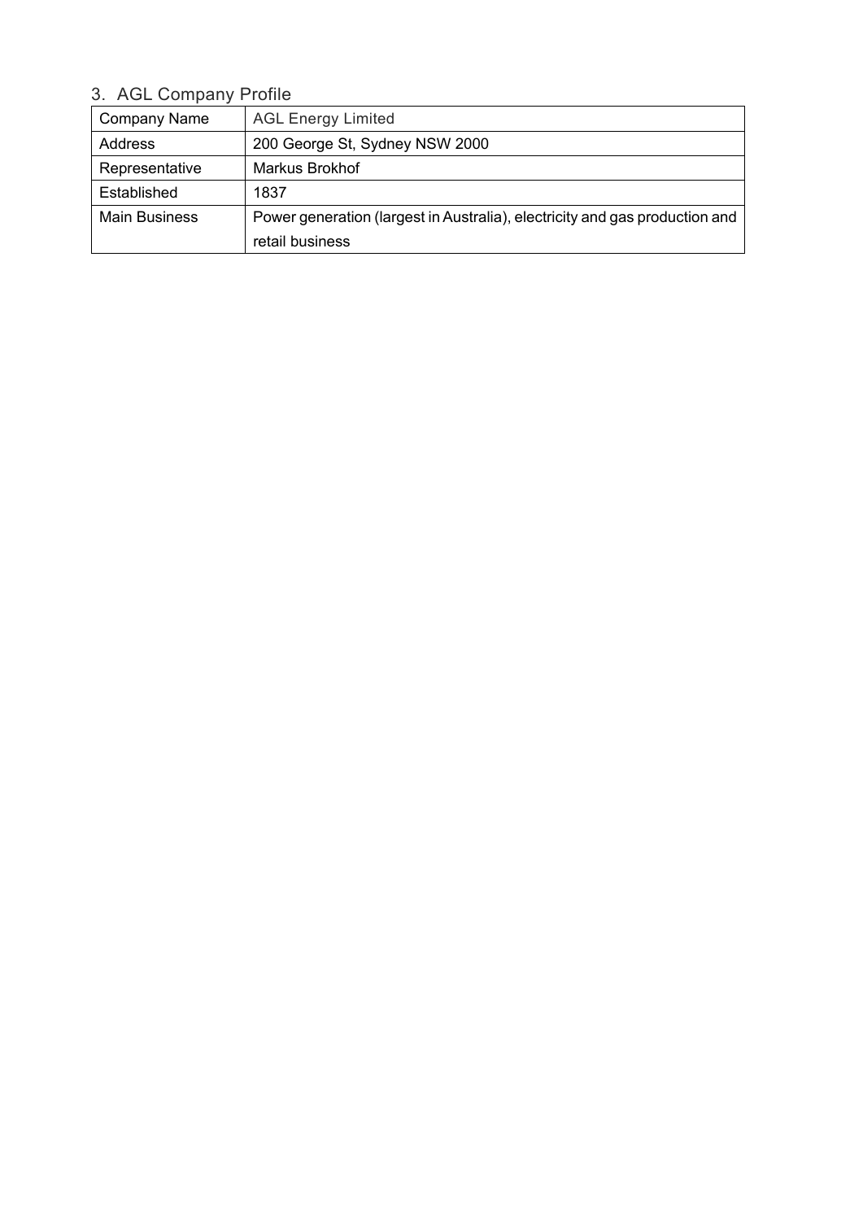## 3. AGL Company Profile

| | |
|---|---|
| Company Name | AGL Energy Limited |
| Address | 200 George St, Sydney NSW 2000 |
| Representative | Markus Brokhof |
| Established | 1837 |
| Main Business | Power generation (largest in Australia), electricity and gas production and retail business |